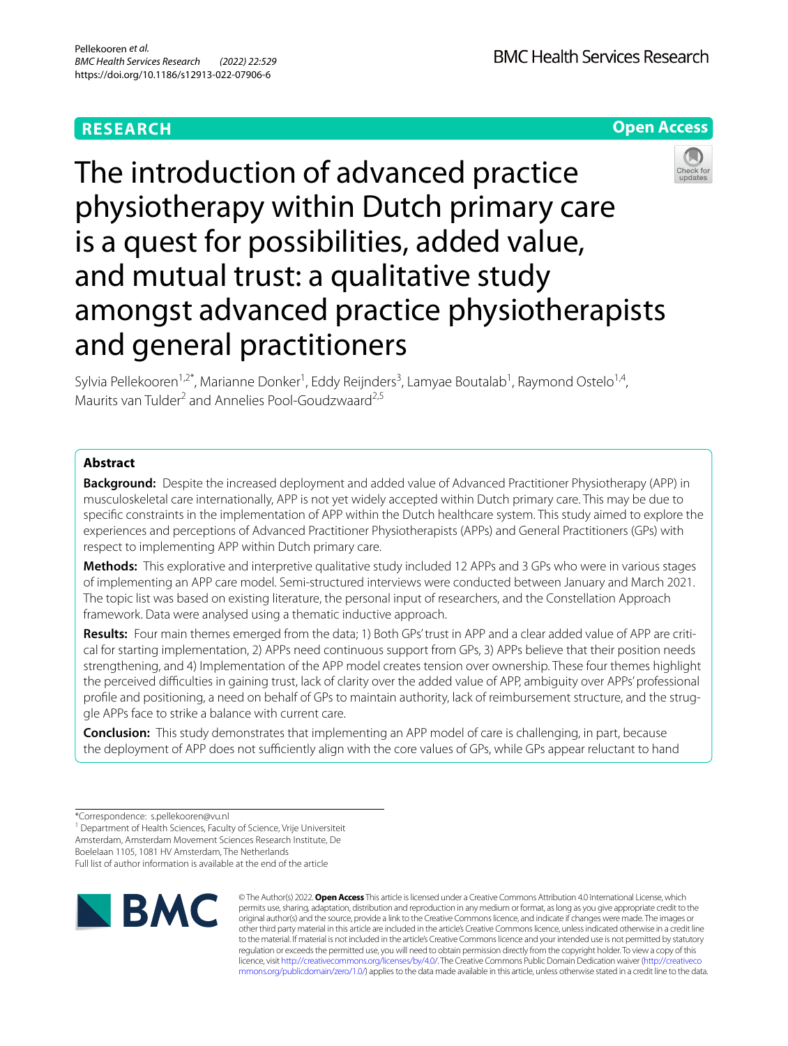**RESEARCH** **Open Access**

# The introduction of advanced practice physiotherapy within Dutch primary care is a quest for possibilities, added value, and mutual trust: a qualitative study amongst advanced practice physiotherapists and general practitioners

Sylvia Pellekooren[1,2*], Marianne Donker[1], Eddy Reijnders[3], Lamyae Boutalab[1], Raymond Ostelo[1,4], Maurits van Tulder[2] and Annelies Pool-Goudzwaard[2,5]

## Abstract

**Background:** Despite the increased deployment and added value of Advanced Practitioner Physiotherapy (APP) in musculoskeletal care internationally, APP is not yet widely accepted within Dutch primary care. This may be due to specific constraints in the implementation of APP within the Dutch healthcare system. This study aimed to explore the experiences and perceptions of Advanced Practitioner Physiotherapists (APPs) and General Practitioners (GPs) with respect to implementing APP within Dutch primary care.

**Methods:** This explorative and interpretive qualitative study included 12 APPs and 3 GPs who were in various stages of implementing an APP care model. Semi-structured interviews were conducted between January and March 2021. The topic list was based on existing literature, the personal input of researchers, and the Constellation Approach framework. Data were analysed using a thematic inductive approach.

**Results:** Four main themes emerged from the data; 1) Both GPs' trust in APP and a clear added value of APP are critical for starting implementation, 2) APPs need continuous support from GPs, 3) APPs believe that their position needs strengthening, and 4) Implementation of the APP model creates tension over ownership. These four themes highlight the perceived difficulties in gaining trust, lack of clarity over the added value of APP, ambiguity over APPs' professional profile and positioning, a need on behalf of GPs to maintain authority, lack of reimbursement structure, and the struggle APPs face to strike a balance with current care.

**Conclusion:** This study demonstrates that implementing an APP model of care is challenging, in part, because the deployment of APP does not sufficiently align with the core values of GPs, while GPs appear reluctant to hand

*Correspondence: s.pellekooren@vu.nl

[1] Department of Health Sciences, Faculty of Science, Vrije Universiteit Amsterdam, Amsterdam Movement Sciences Research Institute, De Boelelaan 1105, 1081 HV Amsterdam, The Netherlands

Full list of author information is available at the end of the article

© The Author(s) 2022. **Open Access** This article is licensed under a Creative Commons Attribution 4.0 International License, which permits use, sharing, adaptation, distribution and reproduction in any medium or format, as long as you give appropriate credit to the original author(s) and the source, provide a link to the Creative Commons licence, and indicate if changes were made. The images or other third party material in this article are included in the article's Creative Commons licence, unless indicated otherwise in a credit line to the material. If material is not included in the article's Creative Commons licence and your intended use is not permitted by statutory regulation or exceeds the permitted use, you will need to obtain permission directly from the copyright holder. To view a copy of this licence, visit http://creativecommons.org/licenses/by/4.0/. The Creative Commons Public Domain Dedication waiver (http://creativecommons.org/publicdomain/zero/1.0/) applies to the data made available in this article, unless otherwise stated in a credit line to the data.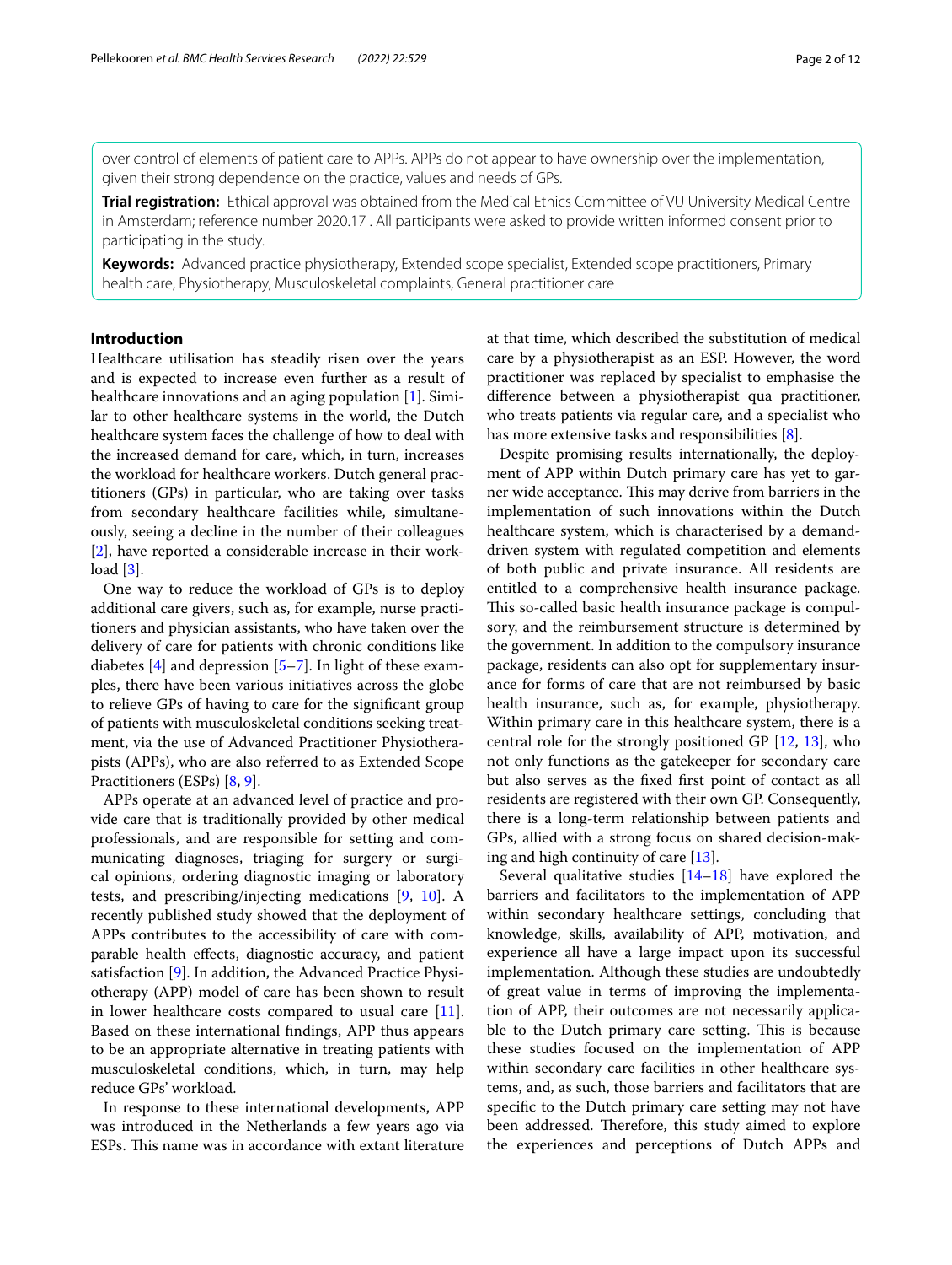over control of elements of patient care to APPs. APPs do not appear to have ownership over the implementation, given their strong dependence on the practice, values and needs of GPs.

**Trial registration:** Ethical approval was obtained from the Medical Ethics Committee of VU University Medical Centre in Amsterdam; reference number 2020.17 . All participants were asked to provide written informed consent prior to participating in the study.

**Keywords:** Advanced practice physiotherapy, Extended scope specialist, Extended scope practitioners, Primary health care, Physiotherapy, Musculoskeletal complaints, General practitioner care

## Introduction

Healthcare utilisation has steadily risen over the years and is expected to increase even further as a result of healthcare innovations and an aging population [1]. Similar to other healthcare systems in the world, the Dutch healthcare system faces the challenge of how to deal with the increased demand for care, which, in turn, increases the workload for healthcare workers. Dutch general practitioners (GPs) in particular, who are taking over tasks from secondary healthcare facilities while, simultaneously, seeing a decline in the number of their colleagues [2], have reported a considerable increase in their workload [3].

One way to reduce the workload of GPs is to deploy additional care givers, such as, for example, nurse practitioners and physician assistants, who have taken over the delivery of care for patients with chronic conditions like diabetes [4] and depression [5–7]. In light of these examples, there have been various initiatives across the globe to relieve GPs of having to care for the significant group of patients with musculoskeletal conditions seeking treatment, via the use of Advanced Practitioner Physiotherapists (APPs), who are also referred to as Extended Scope Practitioners (ESPs) [8, 9].

APPs operate at an advanced level of practice and provide care that is traditionally provided by other medical professionals, and are responsible for setting and communicating diagnoses, triaging for surgery or surgical opinions, ordering diagnostic imaging or laboratory tests, and prescribing/injecting medications [9, 10]. A recently published study showed that the deployment of APPs contributes to the accessibility of care with comparable health effects, diagnostic accuracy, and patient satisfaction [9]. In addition, the Advanced Practice Physiotherapy (APP) model of care has been shown to result in lower healthcare costs compared to usual care [11]. Based on these international findings, APP thus appears to be an appropriate alternative in treating patients with musculoskeletal conditions, which, in turn, may help reduce GPs' workload.

In response to these international developments, APP was introduced in the Netherlands a few years ago via ESPs. This name was in accordance with extant literature at that time, which described the substitution of medical care by a physiotherapist as an ESP. However, the word practitioner was replaced by specialist to emphasise the difference between a physiotherapist qua practitioner, who treats patients via regular care, and a specialist who has more extensive tasks and responsibilities [8].

Despite promising results internationally, the deployment of APP within Dutch primary care has yet to garner wide acceptance. This may derive from barriers in the implementation of such innovations within the Dutch healthcare system, which is characterised by a demand-driven system with regulated competition and elements of both public and private insurance. All residents are entitled to a comprehensive health insurance package. This so-called basic health insurance package is compulsory, and the reimbursement structure is determined by the government. In addition to the compulsory insurance package, residents can also opt for supplementary insurance for forms of care that are not reimbursed by basic health insurance, such as, for example, physiotherapy. Within primary care in this healthcare system, there is a central role for the strongly positioned GP [12, 13], who not only functions as the gatekeeper for secondary care but also serves as the fixed first point of contact as all residents are registered with their own GP. Consequently, there is a long-term relationship between patients and GPs, allied with a strong focus on shared decision-making and high continuity of care [13].

Several qualitative studies [14–18] have explored the barriers and facilitators to the implementation of APP within secondary healthcare settings, concluding that knowledge, skills, availability of APP, motivation, and experience all have a large impact upon its successful implementation. Although these studies are undoubtedly of great value in terms of improving the implementation of APP, their outcomes are not necessarily applicable to the Dutch primary care setting. This is because these studies focused on the implementation of APP within secondary care facilities in other healthcare systems, and, as such, those barriers and facilitators that are specific to the Dutch primary care setting may not have been addressed. Therefore, this study aimed to explore the experiences and perceptions of Dutch APPs and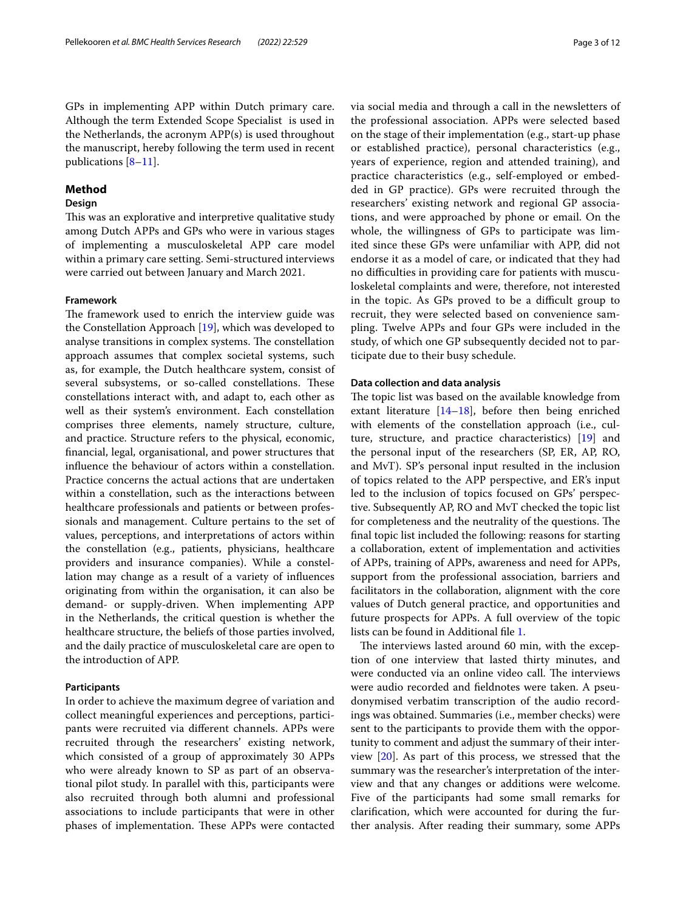GPs in implementing APP within Dutch primary care. Although the term Extended Scope Specialist is used in the Netherlands, the acronym APP(s) is used throughout the manuscript, hereby following the term used in recent publications [8–11].

## Method

### Design

This was an explorative and interpretive qualitative study among Dutch APPs and GPs who were in various stages of implementing a musculoskeletal APP care model within a primary care setting. Semi-structured interviews were carried out between January and March 2021.

#### Framework

The framework used to enrich the interview guide was the Constellation Approach [19], which was developed to analyse transitions in complex systems. The constellation approach assumes that complex societal systems, such as, for example, the Dutch healthcare system, consist of several subsystems, or so-called constellations. These constellations interact with, and adapt to, each other as well as their system's environment. Each constellation comprises three elements, namely structure, culture, and practice. Structure refers to the physical, economic, financial, legal, organisational, and power structures that influence the behaviour of actors within a constellation. Practice concerns the actual actions that are undertaken within a constellation, such as the interactions between healthcare professionals and patients or between professionals and management. Culture pertains to the set of values, perceptions, and interpretations of actors within the constellation (e.g., patients, physicians, healthcare providers and insurance companies). While a constellation may change as a result of a variety of influences originating from within the organisation, it can also be demand- or supply-driven. When implementing APP in the Netherlands, the critical question is whether the healthcare structure, the beliefs of those parties involved, and the daily practice of musculoskeletal care are open to the introduction of APP.

#### Participants

In order to achieve the maximum degree of variation and collect meaningful experiences and perceptions, participants were recruited via different channels. APPs were recruited through the researchers' existing network, which consisted of a group of approximately 30 APPs who were already known to SP as part of an observational pilot study. In parallel with this, participants were also recruited through both alumni and professional associations to include participants that were in other phases of implementation. These APPs were contacted via social media and through a call in the newsletters of the professional association. APPs were selected based on the stage of their implementation (e.g., start-up phase or established practice), personal characteristics (e.g., years of experience, region and attended training), and practice characteristics (e.g., self-employed or embedded in GP practice). GPs were recruited through the researchers' existing network and regional GP associations, and were approached by phone or email. On the whole, the willingness of GPs to participate was limited since these GPs were unfamiliar with APP, did not endorse it as a model of care, or indicated that they had no difficulties in providing care for patients with musculoskeletal complaints and were, therefore, not interested in the topic. As GPs proved to be a difficult group to recruit, they were selected based on convenience sampling. Twelve APPs and four GPs were included in the study, of which one GP subsequently decided not to participate due to their busy schedule.

#### Data collection and data analysis

The topic list was based on the available knowledge from extant literature [14–18], before then being enriched with elements of the constellation approach (i.e., culture, structure, and practice characteristics) [19] and the personal input of the researchers (SP, ER, AP, RO, and MvT). SP's personal input resulted in the inclusion of topics related to the APP perspective, and ER's input led to the inclusion of topics focused on GPs' perspective. Subsequently AP, RO and MvT checked the topic list for completeness and the neutrality of the questions. The final topic list included the following: reasons for starting a collaboration, extent of implementation and activities of APPs, training of APPs, awareness and need for APPs, support from the professional association, barriers and facilitators in the collaboration, alignment with the core values of Dutch general practice, and opportunities and future prospects for APPs. A full overview of the topic lists can be found in Additional file 1.

The interviews lasted around 60 min, with the exception of one interview that lasted thirty minutes, and were conducted via an online video call. The interviews were audio recorded and fieldnotes were taken. A pseudonymised verbatim transcription of the audio recordings was obtained. Summaries (i.e., member checks) were sent to the participants to provide them with the opportunity to comment and adjust the summary of their interview [20]. As part of this process, we stressed that the summary was the researcher's interpretation of the interview and that any changes or additions were welcome. Five of the participants had some small remarks for clarification, which were accounted for during the further analysis. After reading their summary, some APPs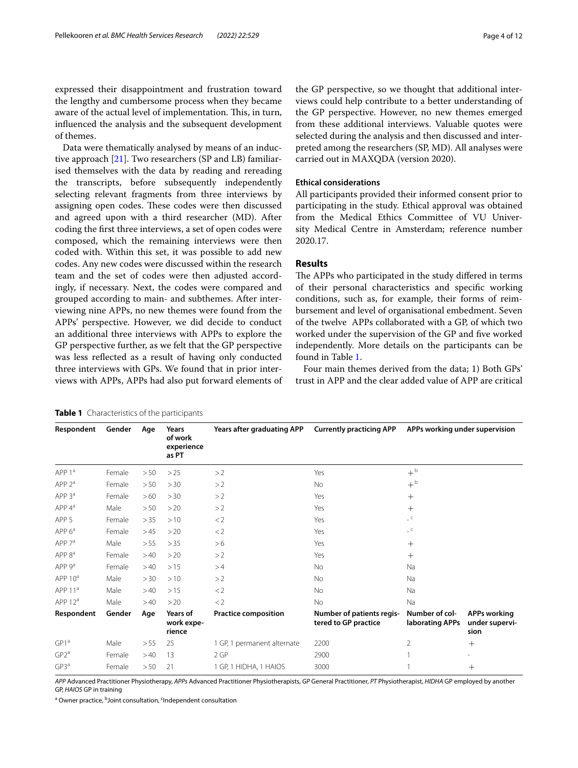expressed their disappointment and frustration toward the lengthy and cumbersome process when they became aware of the actual level of implementation. This, in turn, influenced the analysis and the subsequent development of themes.

Data were thematically analysed by means of an inductive approach [21]. Two researchers (SP and LB) familiarised themselves with the data by reading and rereading the transcripts, before subsequently independently selecting relevant fragments from three interviews by assigning open codes. These codes were then discussed and agreed upon with a third researcher (MD). After coding the first three interviews, a set of open codes were composed, which the remaining interviews were then coded with. Within this set, it was possible to add new codes. Any new codes were discussed within the research team and the set of codes were then adjusted accordingly, if necessary. Next, the codes were compared and grouped according to main- and subthemes. After interviewing nine APPs, no new themes were found from the APPs' perspective. However, we did decide to conduct an additional three interviews with APPs to explore the GP perspective further, as we felt that the GP perspective was less reflected as a result of having only conducted three interviews with GPs. We found that in prior interviews with APPs, APPs had also put forward elements of the GP perspective, so we thought that additional interviews could help contribute to a better understanding of the GP perspective. However, no new themes emerged from these additional interviews. Valuable quotes were selected during the analysis and then discussed and interpreted among the researchers (SP, MD). All analyses were carried out in MAXQDA (version 2020).

### Ethical considerations

All participants provided their informed consent prior to participating in the study. Ethical approval was obtained from the Medical Ethics Committee of VU University Medical Centre in Amsterdam; reference number 2020.17.

## Results

The APPs who participated in the study differed in terms of their personal characteristics and specific working conditions, such as, for example, their forms of reimbursement and level of organisational embedment. Seven of the twelve APPs collaborated with a GP, of which two worked under the supervision of the GP and five worked independently. More details on the participants can be found in Table 1.

Four main themes derived from the data; 1) Both GPs' trust in APP and the clear added value of APP are critical

**Table 1** Characteristics of the participants

| Respondent | Gender | Age | Years of work experience as PT | Years after graduating APP | Currently practicing APP | APPs working under supervision | |
|---|---|---|---|---|---|---|---|
| APP 1[a] | Female | > 50 | > 25 | > 2 | Yes | +[b] | |
| APP 2[a] | Female | > 50 | > 30 | > 2 | No | +[b] | |
| APP 3[a] | Female | > 60 | > 30 | > 2 | Yes | + | |
| APP 4[a] | Male | > 50 | > 20 | > 2 | Yes | + | |
| APP 5 | Female | > 35 | > 10 | < 2 | Yes | -[c] | |
| APP 6[a] | Female | > 45 | > 20 | < 2 | Yes | -[c] | |
| APP 7[a] | Male | > 55 | > 35 | > 6 | Yes | + | |
| APP 8[a] | Female | > 40 | > 20 | > 2 | Yes | + | |
| APP 9[a] | Female | > 40 | > 15 | > 4 | No | Na | |
| APP 10[a] | Male | > 30 | > 10 | > 2 | No | Na | |
| APP 11[a] | Male | > 40 | > 15 | < 2 | No | Na | |
| APP 12[a] | Male | > 40 | > 20 | < 2 | No | Na | |
| **Respondent** | **Gender** | **Age** | **Years of work experience** | **Practice composition** | **Number of patients registered to GP practice** | **Number of collaborating APPs** | **APPs working under supervision** |
| GP1[a] | Male | > 55 | 25 | 1 GP, 1 permanent alternate | 2200 | 2 | + |
| GP2[a] | Female | > 40 | 13 | 2 GP | 2900 | 1 | - |
| GP3[a] | Female | > 50 | 21 | 1 GP, 1 HIDHA, 1 HAIOS | 3000 | 1 | + |

*APP* Advanced Practitioner Physiotherapy, *APPs* Advanced Practitioner Physiotherapists, *GP* General Practitioner, *PT* Physiotherapist, *HIDHA* GP employed by another GP, *HAIOS* GP in training

[a] Owner practice, [b] Joint consultation, [c] Independent consultation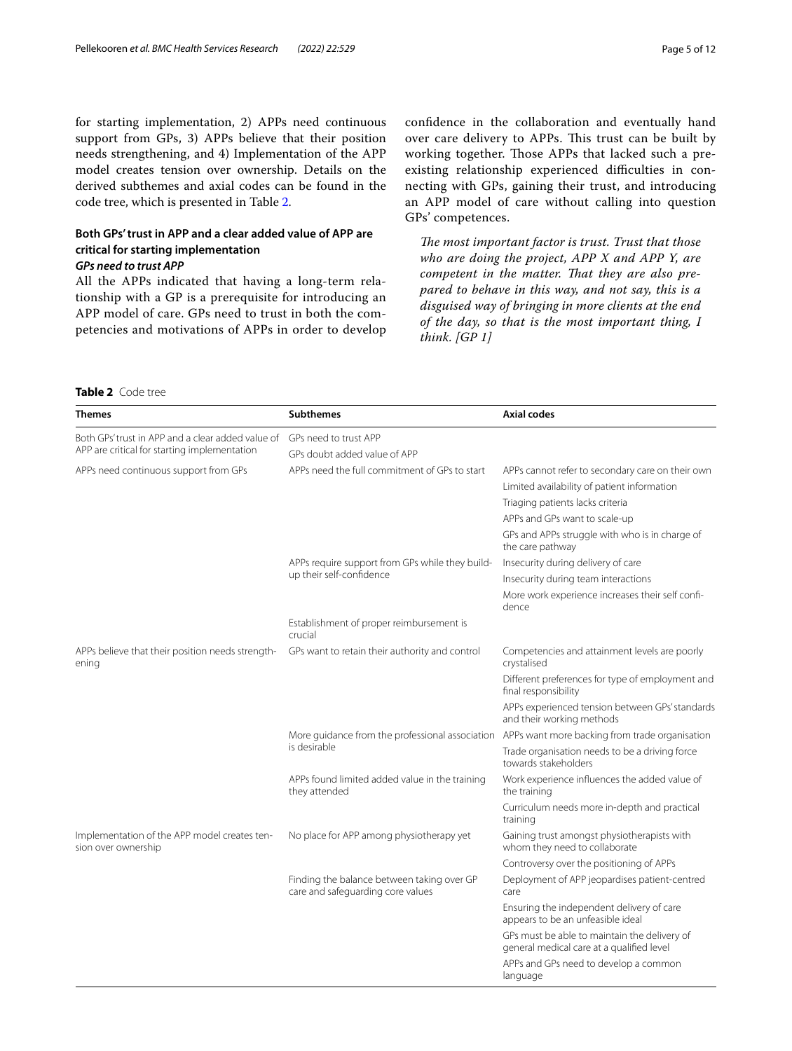for starting implementation, 2) APPs need continuous support from GPs, 3) APPs believe that their position needs strengthening, and 4) Implementation of the APP model creates tension over ownership. Details on the derived subthemes and axial codes can be found in the code tree, which is presented in Table 2.

### Both GPs' trust in APP and a clear added value of APP are critical for starting implementation

#### *GPs need to trust APP*

All the APPs indicated that having a long-term relationship with a GP is a prerequisite for introducing an APP model of care. GPs need to trust in both the competencies and motivations of APPs in order to develop confidence in the collaboration and eventually hand over care delivery to APPs. This trust can be built by working together. Those APPs that lacked such a preexisting relationship experienced difficulties in connecting with GPs, gaining their trust, and introducing an APP model of care without calling into question GPs' competences.

> *The most important factor is trust. Trust that those who are doing the project, APP X and APP Y, are competent in the matter. That they are also prepared to behave in this way, and not say, this is a disguised way of bringing in more clients at the end of the day, so that is the most important thing, I think. [GP 1]*

**Table 2** Code tree

| Themes | Subthemes | Axial codes |
|---|---|---|
| Both GPs' trust in APP and a clear added value of APP are critical for starting implementation | GPs need to trust APP | |
| | GPs doubt added value of APP | |
| APPs need continuous support from GPs | APPs need the full commitment of GPs to start | APPs cannot refer to secondary care on their own |
| | | Limited availability of patient information |
| | | Triaging patients lacks criteria |
| | | APPs and GPs want to scale-up |
| | | GPs and APPs struggle with who is in charge of the care pathway |
| | APPs require support from GPs while they build-up their self-confidence | Insecurity during delivery of care |
| | | Insecurity during team interactions |
| | | More work experience increases their self confidence |
| | Establishment of proper reimbursement is crucial | |
| APPs believe that their position needs strengthening | GPs want to retain their authority and control | Competencies and attainment levels are poorly crystalised |
| | | Different preferences for type of employment and final responsibility |
| | | APPs experienced tension between GPs' standards and their working methods |
| | More guidance from the professional association is desirable | APPs want more backing from trade organisation |
| | | Trade organisation needs to be a driving force towards stakeholders |
| | APPs found limited added value in the training they attended | Work experience influences the added value of the training |
| | | Curriculum needs more in-depth and practical training |
| Implementation of the APP model creates tension over ownership | No place for APP among physiotherapy yet | Gaining trust amongst physiotherapists with whom they need to collaborate |
| | | Controversy over the positioning of APPs |
| | Finding the balance between taking over GP care and safeguarding core values | Deployment of APP jeopardises patient-centred care |
| | | Ensuring the independent delivery of care appears to be an unfeasible ideal |
| | | GPs must be able to maintain the delivery of general medical care at a qualified level |
| | | APPs and GPs need to develop a common language |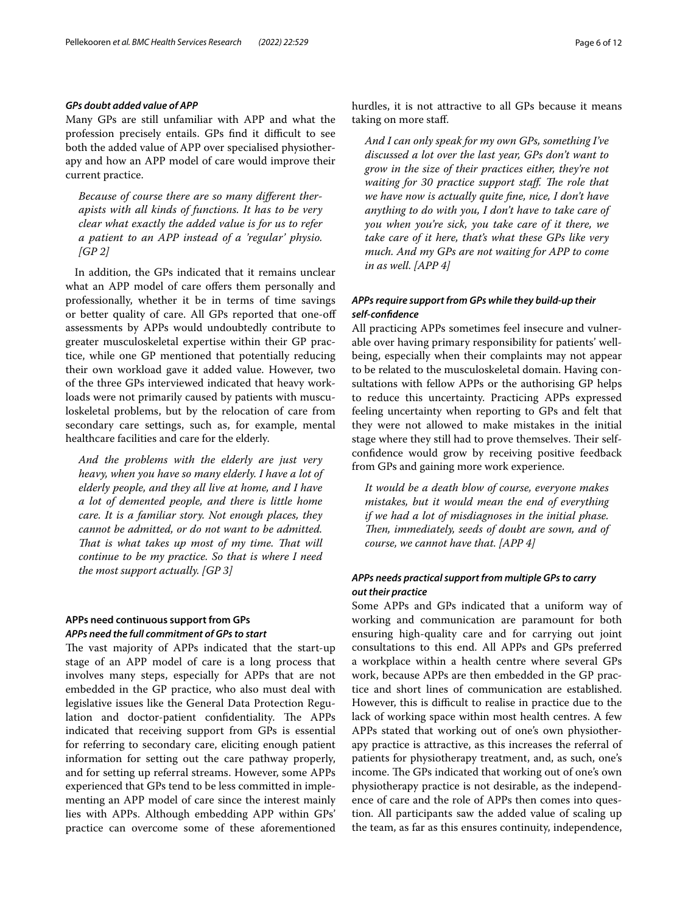#### *GPs doubt added value of APP*

Many GPs are still unfamiliar with APP and what the profession precisely entails. GPs find it difficult to see both the added value of APP over specialised physiotherapy and how an APP model of care would improve their current practice.

> *Because of course there are so many different therapists with all kinds of functions. It has to be very clear what exactly the added value is for us to refer a patient to an APP instead of a 'regular' physio. [GP 2]*

In addition, the GPs indicated that it remains unclear what an APP model of care offers them personally and professionally, whether it be in terms of time savings or better quality of care. All GPs reported that one-off assessments by APPs would undoubtedly contribute to greater musculoskeletal expertise within their GP practice, while one GP mentioned that potentially reducing their own workload gave it added value. However, two of the three GPs interviewed indicated that heavy workloads were not primarily caused by patients with musculoskeletal problems, but by the relocation of care from secondary care settings, such as, for example, mental healthcare facilities and care for the elderly.

> *And the problems with the elderly are just very heavy, when you have so many elderly. I have a lot of elderly people, and they all live at home, and I have a lot of demented people, and there is little home care. It is a familiar story. Not enough places, they cannot be admitted, or do not want to be admitted. That is what takes up most of my time. That will continue to be my practice. So that is where I need the most support actually. [GP 3]*

### APPs need continuous support from GPs

#### *APPs need the full commitment of GPs to start*

The vast majority of APPs indicated that the start-up stage of an APP model of care is a long process that involves many steps, especially for APPs that are not embedded in the GP practice, who also must deal with legislative issues like the General Data Protection Regulation and doctor-patient confidentiality. The APPs indicated that receiving support from GPs is essential for referring to secondary care, eliciting enough patient information for setting out the care pathway properly, and for setting up referral streams. However, some APPs experienced that GPs tend to be less committed in implementing an APP model of care since the interest mainly lies with APPs. Although embedding APP within GPs' practice can overcome some of these aforementioned hurdles, it is not attractive to all GPs because it means taking on more staff.

> *And I can only speak for my own GPs, something I've discussed a lot over the last year, GPs don't want to grow in the size of their practices either, they're not waiting for 30 practice support staff. The role that we have now is actually quite fine, nice, I don't have anything to do with you, I don't have to take care of you when you're sick, you take care of it there, we take care of it here, that's what these GPs like very much. And my GPs are not waiting for APP to come in as well. [APP 4]*

#### *APPs require support from GPs while they build-up their self-confidence*

All practicing APPs sometimes feel insecure and vulnerable over having primary responsibility for patients' wellbeing, especially when their complaints may not appear to be related to the musculoskeletal domain. Having consultations with fellow APPs or the authorising GP helps to reduce this uncertainty. Practicing APPs expressed feeling uncertainty when reporting to GPs and felt that they were not allowed to make mistakes in the initial stage where they still had to prove themselves. Their self-confidence would grow by receiving positive feedback from GPs and gaining more work experience.

> *It would be a death blow of course, everyone makes mistakes, but it would mean the end of everything if we had a lot of misdiagnoses in the initial phase. Then, immediately, seeds of doubt are sown, and of course, we cannot have that. [APP 4]*

#### *APPs needs practical support from multiple GPs to carry out their practice*

Some APPs and GPs indicated that a uniform way of working and communication are paramount for both ensuring high-quality care and for carrying out joint consultations to this end. All APPs and GPs preferred a workplace within a health centre where several GPs work, because APPs are then embedded in the GP practice and short lines of communication are established. However, this is difficult to realise in practice due to the lack of working space within most health centres. A few APPs stated that working out of one's own physiotherapy practice is attractive, as this increases the referral of patients for physiotherapy treatment, and, as such, one's income. The GPs indicated that working out of one's own physiotherapy practice is not desirable, as the independence of care and the role of APPs then comes into question. All participants saw the added value of scaling up the team, as far as this ensures continuity, independence,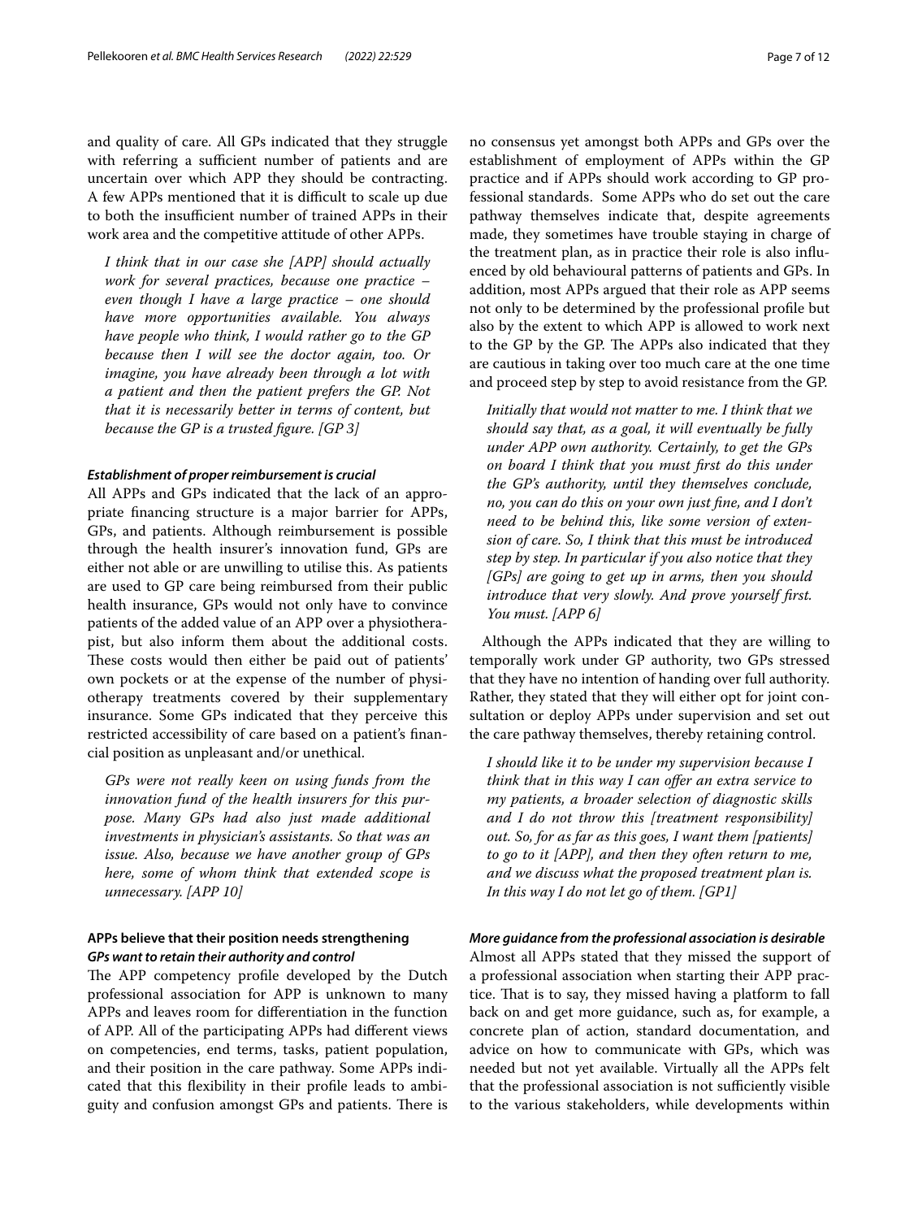and quality of care. All GPs indicated that they struggle with referring a sufficient number of patients and are uncertain over which APP they should be contracting. A few APPs mentioned that it is difficult to scale up due to both the insufficient number of trained APPs in their work area and the competitive attitude of other APPs.

> *I think that in our case she [APP] should actually work for several practices, because one practice – even though I have a large practice – one should have more opportunities available. You always have people who think, I would rather go to the GP because then I will see the doctor again, too. Or imagine, you have already been through a lot with a patient and then the patient prefers the GP. Not that it is necessarily better in terms of content, but because the GP is a trusted figure. [GP 3]*

#### *Establishment of proper reimbursement is crucial*

All APPs and GPs indicated that the lack of an appropriate financing structure is a major barrier for APPs, GPs, and patients. Although reimbursement is possible through the health insurer's innovation fund, GPs are either not able or are unwilling to utilise this. As patients are used to GP care being reimbursed from their public health insurance, GPs would not only have to convince patients of the added value of an APP over a physiotherapist, but also inform them about the additional costs. These costs would then either be paid out of patients' own pockets or at the expense of the number of physiotherapy treatments covered by their supplementary insurance. Some GPs indicated that they perceive this restricted accessibility of care based on a patient's financial position as unpleasant and/or unethical.

> *GPs were not really keen on using funds from the innovation fund of the health insurers for this purpose. Many GPs had also just made additional investments in physician's assistants. So that was an issue. Also, because we have another group of GPs here, some of whom think that extended scope is unnecessary. [APP 10]*

### APPs believe that their position needs strengthening

#### *GPs want to retain their authority and control*

The APP competency profile developed by the Dutch professional association for APP is unknown to many APPs and leaves room for differentiation in the function of APP. All of the participating APPs had different views on competencies, end terms, tasks, patient population, and their position in the care pathway. Some APPs indicated that this flexibility in their profile leads to ambiguity and confusion amongst GPs and patients. There is no consensus yet amongst both APPs and GPs over the establishment of employment of APPs within the GP practice and if APPs should work according to GP professional standards. Some APPs who do set out the care pathway themselves indicate that, despite agreements made, they sometimes have trouble staying in charge of the treatment plan, as in practice their role is also influenced by old behavioural patterns of patients and GPs. In addition, most APPs argued that their role as APP seems not only to be determined by the professional profile but also by the extent to which APP is allowed to work next to the GP by the GP. The APPs also indicated that they are cautious in taking over too much care at the one time and proceed step by step to avoid resistance from the GP.

> *Initially that would not matter to me. I think that we should say that, as a goal, it will eventually be fully under APP own authority. Certainly, to get the GPs on board I think that you must first do this under the GP's authority, until they themselves conclude, no, you can do this on your own just fine, and I don't need to be behind this, like some version of extension of care. So, I think that this must be introduced step by step. In particular if you also notice that they [GPs] are going to get up in arms, then you should introduce that very slowly. And prove yourself first. You must. [APP 6]*

Although the APPs indicated that they are willing to temporally work under GP authority, two GPs stressed that they have no intention of handing over full authority. Rather, they stated that they will either opt for joint consultation or deploy APPs under supervision and set out the care pathway themselves, thereby retaining control.

> *I should like it to be under my supervision because I think that in this way I can offer an extra service to my patients, a broader selection of diagnostic skills and I do not throw this [treatment responsibility] out. So, for as far as this goes, I want them [patients] to go to it [APP], and then they often return to me, and we discuss what the proposed treatment plan is. In this way I do not let go of them. [GP1]*

#### *More guidance from the professional association is desirable*

Almost all APPs stated that they missed the support of a professional association when starting their APP practice. That is to say, they missed having a platform to fall back on and get more guidance, such as, for example, a concrete plan of action, standard documentation, and advice on how to communicate with GPs, which was needed but not yet available. Virtually all the APPs felt that the professional association is not sufficiently visible to the various stakeholders, while developments within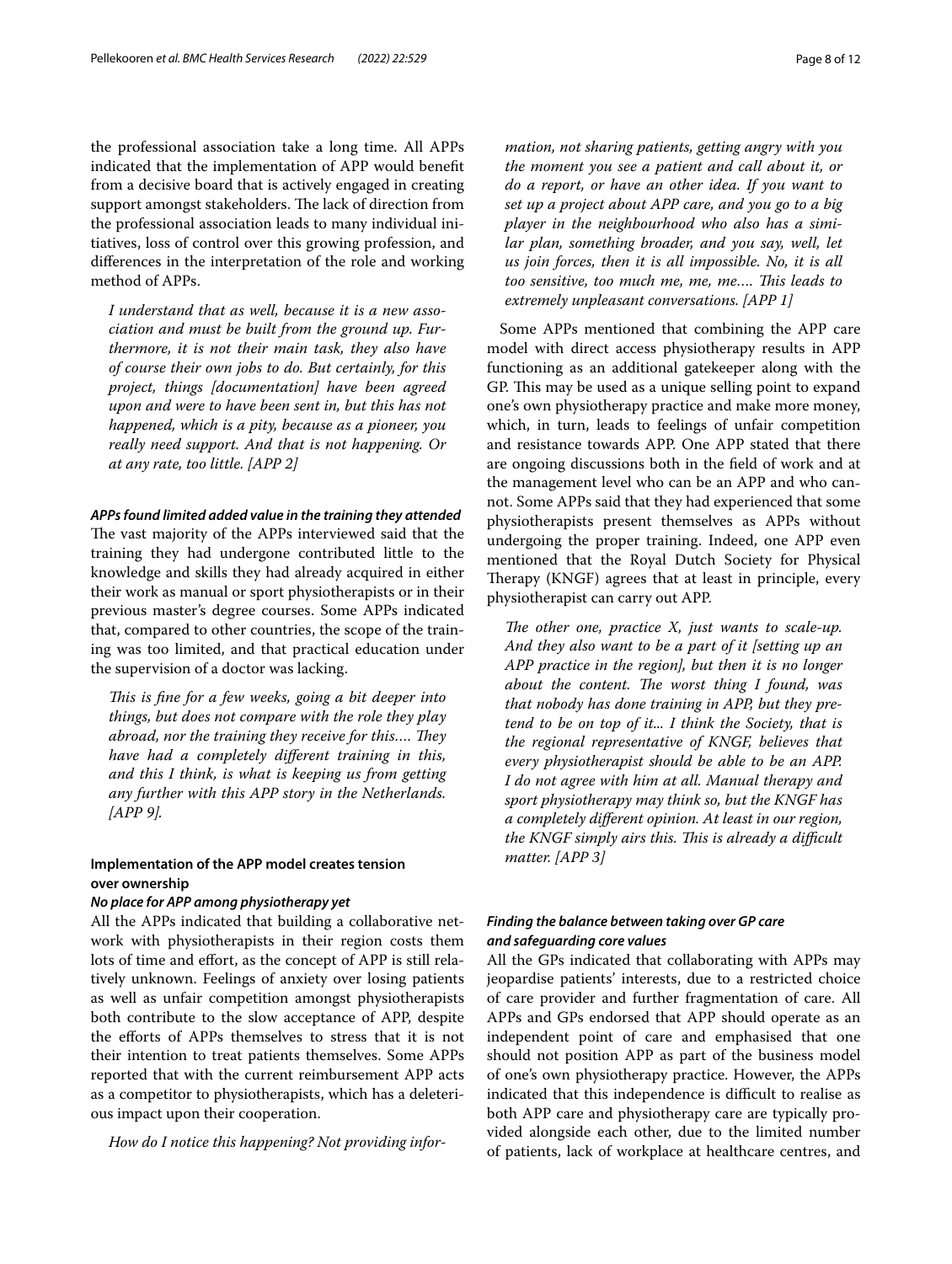the professional association take a long time. All APPs indicated that the implementation of APP would benefit from a decisive board that is actively engaged in creating support amongst stakeholders. The lack of direction from the professional association leads to many individual initiatives, loss of control over this growing profession, and differences in the interpretation of the role and working method of APPs.

> *I understand that as well, because it is a new association and must be built from the ground up. Furthermore, it is not their main task, they also have of course their own jobs to do. But certainly, for this project, things [documentation] have been agreed upon and were to have been sent in, but this has not happened, which is a pity, because as a pioneer, you really need support. And that is not happening. Or at any rate, too little. [APP 2]*

#### *APPs found limited added value in the training they attended*

The vast majority of the APPs interviewed said that the training they had undergone contributed little to the knowledge and skills they had already acquired in either their work as manual or sport physiotherapists or in their previous master's degree courses. Some APPs indicated that, compared to other countries, the scope of the training was too limited, and that practical education under the supervision of a doctor was lacking.

> *This is fine for a few weeks, going a bit deeper into things, but does not compare with the role they play abroad, nor the training they receive for this.... They have had a completely different training in this, and this I think, is what is keeping us from getting any further with this APP story in the Netherlands. [APP 9].*

### Implementation of the APP model creates tension over ownership

#### *No place for APP among physiotherapy yet*

All the APPs indicated that building a collaborative network with physiotherapists in their region costs them lots of time and effort, as the concept of APP is still relatively unknown. Feelings of anxiety over losing patients as well as unfair competition amongst physiotherapists both contribute to the slow acceptance of APP, despite the efforts of APPs themselves to stress that it is not their intention to treat patients themselves. Some APPs reported that with the current reimbursement APP acts as a competitor to physiotherapists, which has a deleterious impact upon their cooperation.

> *How do I notice this happening? Not providing information, not sharing patients, getting angry with you the moment you see a patient and call about it, or do a report, or have an other idea. If you want to set up a project about APP care, and you go to a big player in the neighbourhood who also has a similar plan, something broader, and you say, well, let us join forces, then it is all impossible. No, it is all too sensitive, too much me, me, me.... This leads to extremely unpleasant conversations. [APP 1]*

Some APPs mentioned that combining the APP care model with direct access physiotherapy results in APP functioning as an additional gatekeeper along with the GP. This may be used as a unique selling point to expand one's own physiotherapy practice and make more money, which, in turn, leads to feelings of unfair competition and resistance towards APP. One APP stated that there are ongoing discussions both in the field of work and at the management level who can be an APP and who cannot. Some APPs said that they had experienced that some physiotherapists present themselves as APPs without undergoing the proper training. Indeed, one APP even mentioned that the Royal Dutch Society for Physical Therapy (KNGF) agrees that at least in principle, every physiotherapist can carry out APP.

> *The other one, practice X, just wants to scale-up. And they also want to be a part of it [setting up an APP practice in the region], but then it is no longer about the content. The worst thing I found, was that nobody has done training in APP, but they pretend to be on top of it... I think the Society, that is the regional representative of KNGF, believes that every physiotherapist should be able to be an APP. I do not agree with him at all. Manual therapy and sport physiotherapy may think so, but the KNGF has a completely different opinion. At least in our region, the KNGF simply airs this. This is already a difficult matter. [APP 3]*

#### *Finding the balance between taking over GP care and safeguarding core values*

All the GPs indicated that collaborating with APPs may jeopardise patients' interests, due to a restricted choice of care provider and further fragmentation of care. All APPs and GPs endorsed that APP should operate as an independent point of care and emphasised that one should not position APP as part of the business model of one's own physiotherapy practice. However, the APPs indicated that this independence is difficult to realise as both APP care and physiotherapy care are typically provided alongside each other, due to the limited number of patients, lack of workplace at healthcare centres, and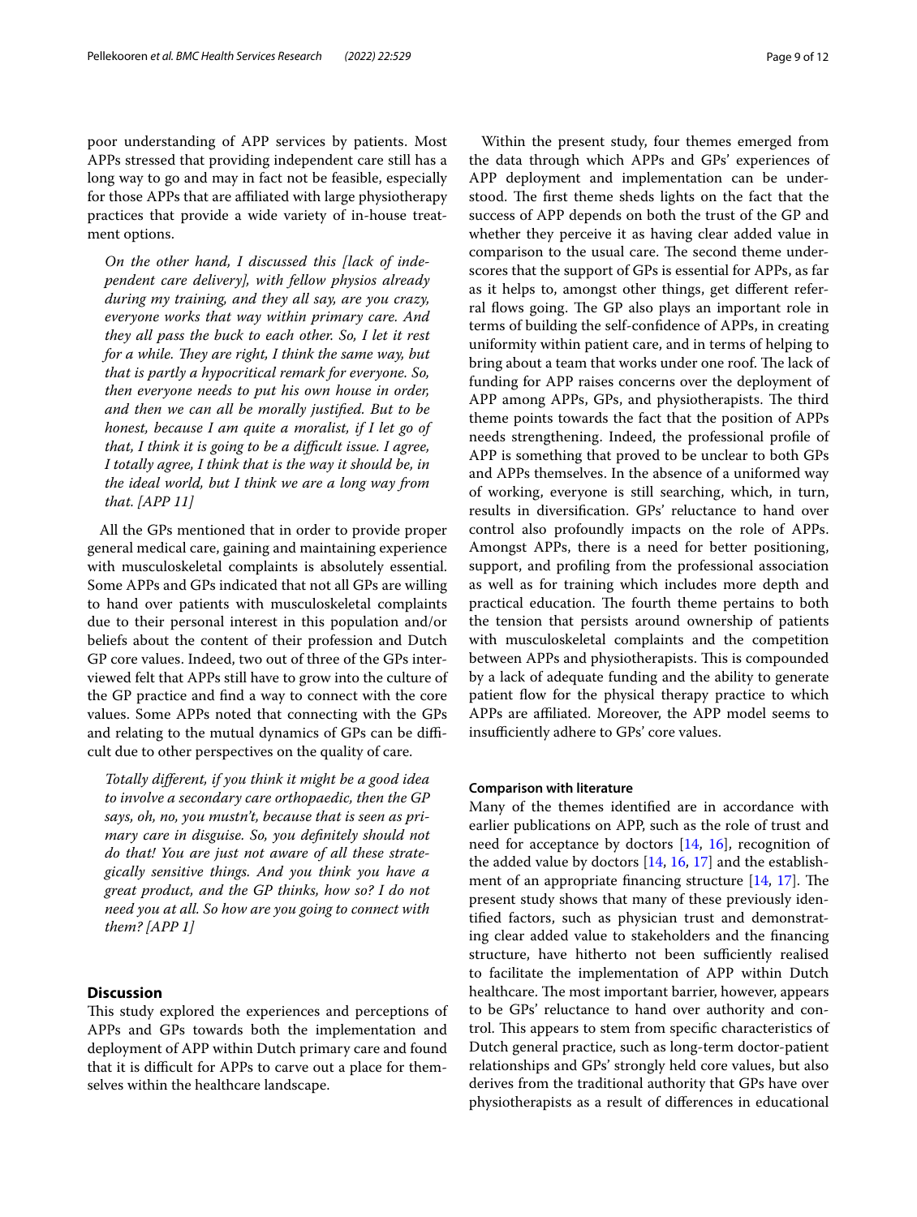poor understanding of APP services by patients. Most APPs stressed that providing independent care still has a long way to go and may in fact not be feasible, especially for those APPs that are affiliated with large physiotherapy practices that provide a wide variety of in-house treatment options.

> *On the other hand, I discussed this [lack of independent care delivery], with fellow physios already during my training, and they all say, are you crazy, everyone works that way within primary care. And they all pass the buck to each other. So, I let it rest for a while. They are right, I think the same way, but that is partly a hypocritical remark for everyone. So, then everyone needs to put his own house in order, and then we can all be morally justified. But to be honest, because I am quite a moralist, if I let go of that, I think it is going to be a difficult issue. I agree, I totally agree, I think that is the way it should be, in the ideal world, but I think we are a long way from that. [APP 11]*

All the GPs mentioned that in order to provide proper general medical care, gaining and maintaining experience with musculoskeletal complaints is absolutely essential. Some APPs and GPs indicated that not all GPs are willing to hand over patients with musculoskeletal complaints due to their personal interest in this population and/or beliefs about the content of their profession and Dutch GP core values. Indeed, two out of three of the GPs interviewed felt that APPs still have to grow into the culture of the GP practice and find a way to connect with the core values. Some APPs noted that connecting with the GPs and relating to the mutual dynamics of GPs can be difficult due to other perspectives on the quality of care.

> *Totally different, if you think it might be a good idea to involve a secondary care orthopaedic, then the GP says, oh, no, you mustn't, because that is seen as primary care in disguise. So, you definitely should not do that! You are just not aware of all these strategically sensitive things. And you think you have a great product, and the GP thinks, how so? I do not need you at all. So how are you going to connect with them? [APP 1]*

## Discussion

This study explored the experiences and perceptions of APPs and GPs towards both the implementation and deployment of APP within Dutch primary care and found that it is difficult for APPs to carve out a place for themselves within the healthcare landscape.

Within the present study, four themes emerged from the data through which APPs and GPs' experiences of APP deployment and implementation can be understood. The first theme sheds lights on the fact that the success of APP depends on both the trust of the GP and whether they perceive it as having clear added value in comparison to the usual care. The second theme underscores that the support of GPs is essential for APPs, as far as it helps to, amongst other things, get different referral flows going. The GP also plays an important role in terms of building the self-confidence of APPs, in creating uniformity within patient care, and in terms of helping to bring about a team that works under one roof. The lack of funding for APP raises concerns over the deployment of APP among APPs, GPs, and physiotherapists. The third theme points towards the fact that the position of APPs needs strengthening. Indeed, the professional profile of APP is something that proved to be unclear to both GPs and APPs themselves. In the absence of a uniformed way of working, everyone is still searching, which, in turn, results in diversification. GPs' reluctance to hand over control also profoundly impacts on the role of APPs. Amongst APPs, there is a need for better positioning, support, and profiling from the professional association as well as for training which includes more depth and practical education. The fourth theme pertains to both the tension that persists around ownership of patients with musculoskeletal complaints and the competition between APPs and physiotherapists. This is compounded by a lack of adequate funding and the ability to generate patient flow for the physical therapy practice to which APPs are affiliated. Moreover, the APP model seems to insufficiently adhere to GPs' core values.

### Comparison with literature

Many of the themes identified are in accordance with earlier publications on APP, such as the role of trust and need for acceptance by doctors [14, 16], recognition of the added value by doctors [14, 16, 17] and the establishment of an appropriate financing structure [14, 17]. The present study shows that many of these previously identified factors, such as physician trust and demonstrating clear added value to stakeholders and the financing structure, have hitherto not been sufficiently realised to facilitate the implementation of APP within Dutch healthcare. The most important barrier, however, appears to be GPs' reluctance to hand over authority and control. This appears to stem from specific characteristics of Dutch general practice, such as long-term doctor-patient relationships and GPs' strongly held core values, but also derives from the traditional authority that GPs have over physiotherapists as a result of differences in educational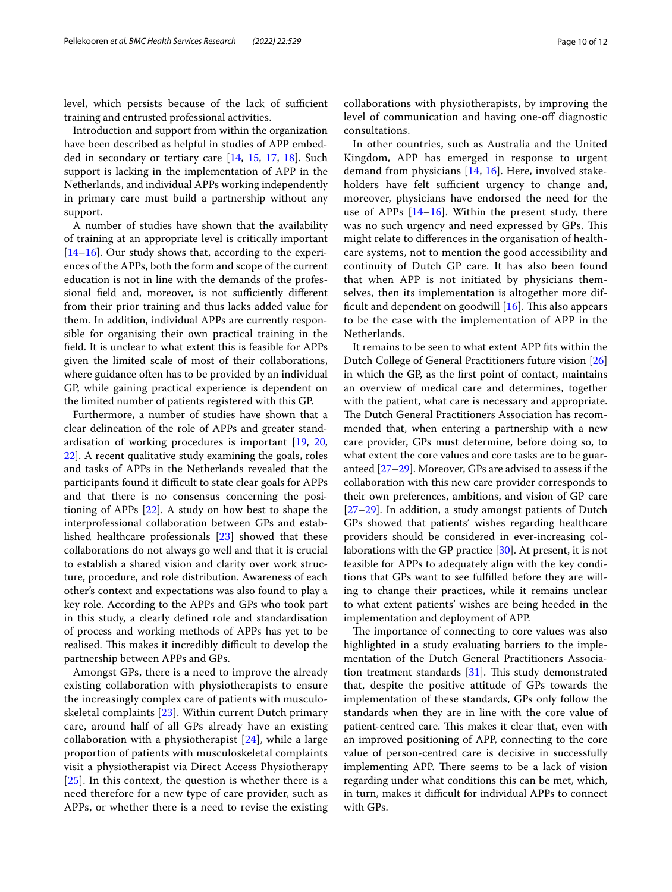level, which persists because of the lack of sufficient training and entrusted professional activities.

Introduction and support from within the organization have been described as helpful in studies of APP embedded in secondary or tertiary care [14, 15, 17, 18]. Such support is lacking in the implementation of APP in the Netherlands, and individual APPs working independently in primary care must build a partnership without any support.

A number of studies have shown that the availability of training at an appropriate level is critically important [14–16]. Our study shows that, according to the experiences of the APPs, both the form and scope of the current education is not in line with the demands of the professional field and, moreover, is not sufficiently different from their prior training and thus lacks added value for them. In addition, individual APPs are currently responsible for organising their own practical training in the field. It is unclear to what extent this is feasible for APPs given the limited scale of most of their collaborations, where guidance often has to be provided by an individual GP, while gaining practical experience is dependent on the limited number of patients registered with this GP.

Furthermore, a number of studies have shown that a clear delineation of the role of APPs and greater standardisation of working procedures is important [19, 20, 22]. A recent qualitative study examining the goals, roles and tasks of APPs in the Netherlands revealed that the participants found it difficult to state clear goals for APPs and that there is no consensus concerning the positioning of APPs [22]. A study on how best to shape the interprofessional collaboration between GPs and established healthcare professionals [23] showed that these collaborations do not always go well and that it is crucial to establish a shared vision and clarity over work structure, procedure, and role distribution. Awareness of each other's context and expectations was also found to play a key role. According to the APPs and GPs who took part in this study, a clearly defined role and standardisation of process and working methods of APPs has yet to be realised. This makes it incredibly difficult to develop the partnership between APPs and GPs.

Amongst GPs, there is a need to improve the already existing collaboration with physiotherapists to ensure the increasingly complex care of patients with musculoskeletal complaints [23]. Within current Dutch primary care, around half of all GPs already have an existing collaboration with a physiotherapist [24], while a large proportion of patients with musculoskeletal complaints visit a physiotherapist via Direct Access Physiotherapy [25]. In this context, the question is whether there is a need therefore for a new type of care provider, such as APPs, or whether there is a need to revise the existing collaborations with physiotherapists, by improving the level of communication and having one-off diagnostic consultations.

In other countries, such as Australia and the United Kingdom, APP has emerged in response to urgent demand from physicians [14, 16]. Here, involved stakeholders have felt sufficient urgency to change and, moreover, physicians have endorsed the need for the use of APPs [14–16]. Within the present study, there was no such urgency and need expressed by GPs. This might relate to differences in the organisation of healthcare systems, not to mention the good accessibility and continuity of Dutch GP care. It has also been found that when APP is not initiated by physicians themselves, then its implementation is altogether more difficult and dependent on goodwill [16]. This also appears to be the case with the implementation of APP in the Netherlands.

It remains to be seen to what extent APP fits within the Dutch College of General Practitioners future vision [26] in which the GP, as the first point of contact, maintains an overview of medical care and determines, together with the patient, what care is necessary and appropriate. The Dutch General Practitioners Association has recommended that, when entering a partnership with a new care provider, GPs must determine, before doing so, to what extent the core values and core tasks are to be guaranteed [27–29]. Moreover, GPs are advised to assess if the collaboration with this new care provider corresponds to their own preferences, ambitions, and vision of GP care [27–29]. In addition, a study amongst patients of Dutch GPs showed that patients' wishes regarding healthcare providers should be considered in ever-increasing collaborations with the GP practice [30]. At present, it is not feasible for APPs to adequately align with the key conditions that GPs want to see fulfilled before they are willing to change their practices, while it remains unclear to what extent patients' wishes are being heeded in the implementation and deployment of APP.

The importance of connecting to core values was also highlighted in a study evaluating barriers to the implementation of the Dutch General Practitioners Association treatment standards [31]. This study demonstrated that, despite the positive attitude of GPs towards the implementation of these standards, GPs only follow the standards when they are in line with the core value of patient-centred care. This makes it clear that, even with an improved positioning of APP, connecting to the core value of person-centred care is decisive in successfully implementing APP. There seems to be a lack of vision regarding under what conditions this can be met, which, in turn, makes it difficult for individual APPs to connect with GPs.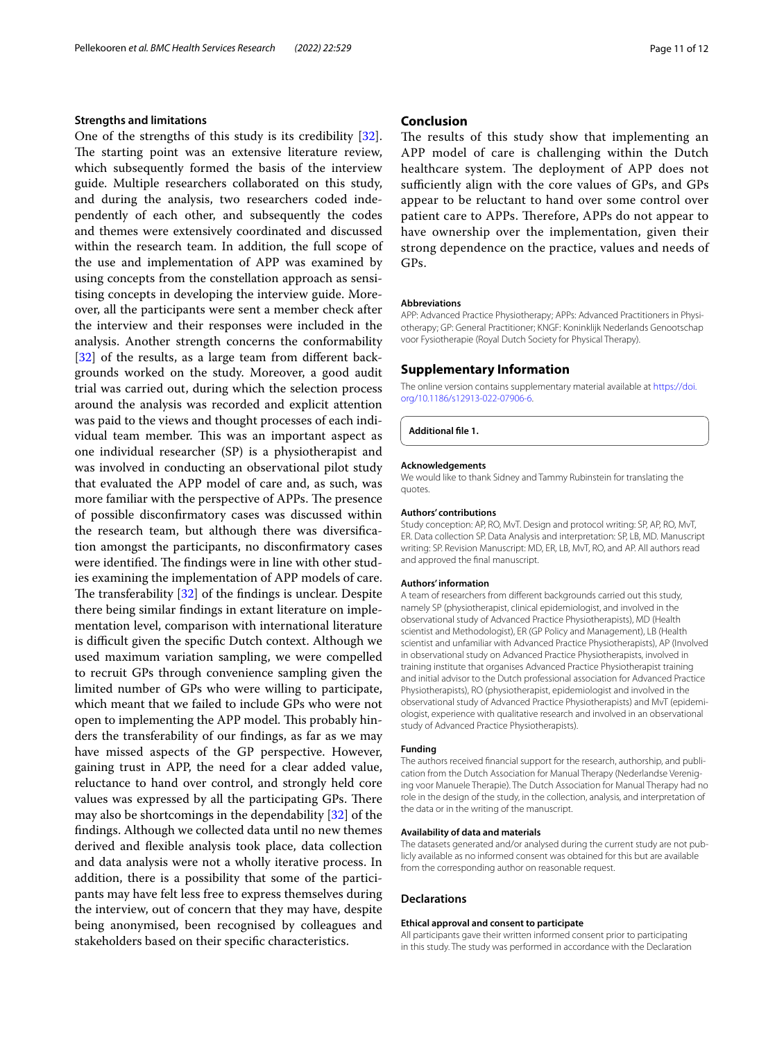### Strengths and limitations

One of the strengths of this study is its credibility [32]. The starting point was an extensive literature review, which subsequently formed the basis of the interview guide. Multiple researchers collaborated on this study, and during the analysis, two researchers coded independently of each other, and subsequently the codes and themes were extensively coordinated and discussed within the research team. In addition, the full scope of the use and implementation of APP was examined by using concepts from the constellation approach as sensitising concepts in developing the interview guide. Moreover, all the participants were sent a member check after the interview and their responses were included in the analysis. Another strength concerns the conformability [32] of the results, as a large team from different backgrounds worked on the study. Moreover, a good audit trial was carried out, during which the selection process around the analysis was recorded and explicit attention was paid to the views and thought processes of each individual team member. This was an important aspect as one individual researcher (SP) is a physiotherapist and was involved in conducting an observational pilot study that evaluated the APP model of care and, as such, was more familiar with the perspective of APPs. The presence of possible disconfirmatory cases was discussed within the research team, but although there was diversification amongst the participants, no disconfirmatory cases were identified. The findings were in line with other studies examining the implementation of APP models of care. The transferability [32] of the findings is unclear. Despite there being similar findings in extant literature on implementation level, comparison with international literature is difficult given the specific Dutch context. Although we used maximum variation sampling, we were compelled to recruit GPs through convenience sampling given the limited number of GPs who were willing to participate, which meant that we failed to include GPs who were not open to implementing the APP model. This probably hinders the transferability of our findings, as far as we may have missed aspects of the GP perspective. However, gaining trust in APP, the need for a clear added value, reluctance to hand over control, and strongly held core values was expressed by all the participating GPs. There may also be shortcomings in the dependability [32] of the findings. Although we collected data until no new themes derived and flexible analysis took place, data collection and data analysis were not a wholly iterative process. In addition, there is a possibility that some of the participants may have felt less free to express themselves during the interview, out of concern that they may have, despite being anonymised, been recognised by colleagues and stakeholders based on their specific characteristics.

## Conclusion

The results of this study show that implementing an APP model of care is challenging within the Dutch healthcare system. The deployment of APP does not sufficiently align with the core values of GPs, and GPs appear to be reluctant to hand over some control over patient care to APPs. Therefore, APPs do not appear to have ownership over the implementation, given their strong dependence on the practice, values and needs of GPs.

#### Abbreviations

APP: Advanced Practice Physiotherapy; APPs: Advanced Practitioners in Physiotherapy; GP: General Practitioner; KNGF: Koninklijk Nederlands Genootschap voor Fysiotherapie (Royal Dutch Society for Physical Therapy).

## Supplementary Information

The online version contains supplementary material available at https://doi.org/10.1186/s12913-022-07906-6.

**Additional file 1.**

#### Acknowledgements

We would like to thank Sidney and Tammy Rubinstein for translating the quotes.

#### Authors' contributions

Study conception: AP, RO, MvT. Design and protocol writing: SP, AP, RO, MvT, ER. Data collection SP. Data Analysis and interpretation: SP, LB, MD. Manuscript writing: SP. Revision Manuscript: MD, ER, LB, MvT, RO, and AP. All authors read and approved the final manuscript.

#### Authors' information

A team of researchers from different backgrounds carried out this study, namely SP (physiotherapist, clinical epidemiologist, and involved in the observational study of Advanced Practice Physiotherapists), MD (Health scientist and Methodologist), ER (GP Policy and Management), LB (Health scientist and unfamiliar with Advanced Practice Physiotherapists), AP (Involved in observational study on Advanced Practice Physiotherapists, involved in training institute that organises Advanced Practice Physiotherapist training and initial advisor to the Dutch professional association for Advanced Practice Physiotherapists), RO (physiotherapist, epidemiologist and involved in the observational study of Advanced Practice Physiotherapists) and MvT (epidemiologist, experience with qualitative research and involved in an observational study of Advanced Practice Physiotherapists).

#### Funding

The authors received financial support for the research, authorship, and publication from the Dutch Association for Manual Therapy (Nederlandse Vereniging voor Manuele Therapie). The Dutch Association for Manual Therapy had no role in the design of the study, in the collection, analysis, and interpretation of the data or in the writing of the manuscript.

#### Availability of data and materials

The datasets generated and/or analysed during the current study are not publicly available as no informed consent was obtained for this but are available from the corresponding author on reasonable request.

### Declarations

#### Ethical approval and consent to participate

All participants gave their written informed consent prior to participating in this study. The study was performed in accordance with the Declaration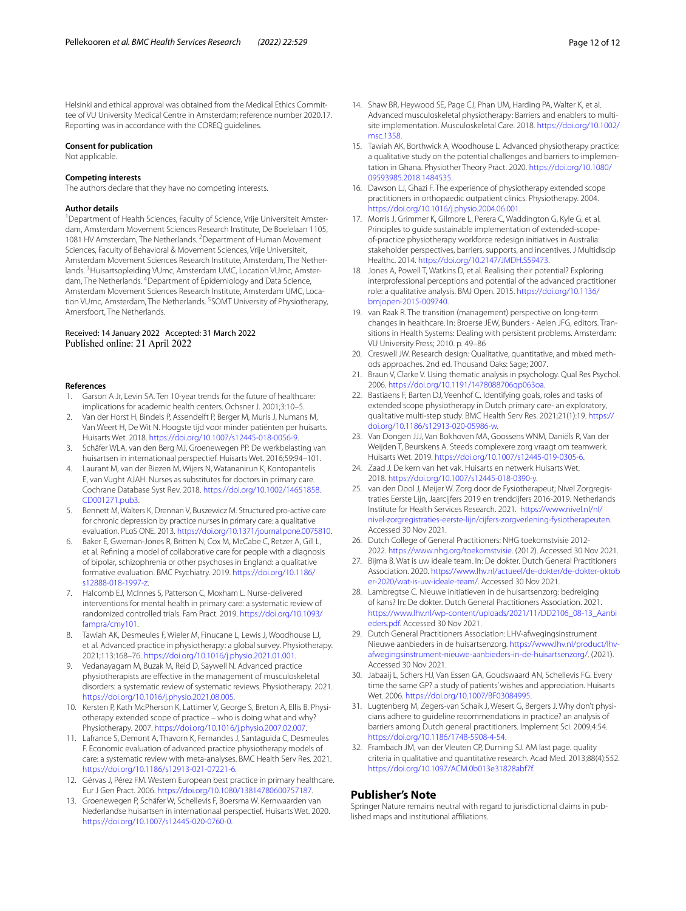Helsinki and ethical approval was obtained from the Medical Ethics Committee of VU University Medical Centre in Amsterdam; reference number 2020.17. Reporting was in accordance with the COREQ guidelines.

**Consent for publication**
Not applicable.

**Competing interests**
The authors declare that they have no competing interests.

**Author details**
[1]Department of Health Sciences, Faculty of Science, Vrije Universiteit Amsterdam, Amsterdam Movement Sciences Research Institute, De Boelelaan 1105, 1081 HV Amsterdam, The Netherlands. [2]Department of Human Movement Sciences, Faculty of Behavioral & Movement Sciences, Vrije Universiteit, Amsterdam Movement Sciences Research Institute, Amsterdam, The Netherlands. [3]Huisartsopleiding VUmc, Amsterdam UMC, Location VUmc, Amsterdam, The Netherlands. [4]Department of Epidemiology and Data Science, Amsterdam Movement Sciences Research Institute, Amsterdam UMC, Location VUmc, Amsterdam, The Netherlands. [5]SOMT University of Physiotherapy, Amersfoort, The Netherlands.

Received: 14 January 2022 Accepted: 31 March 2022
Published online: 21 April 2022

**References**

1. Garson A Jr, Levin SA. Ten 10-year trends for the future of healthcare: implications for academic health centers. Ochsner J. 2001;3:10–5.
2. Van der Horst H, Bindels P, Assendelft P, Berger M, Muris J, Numans M, Van Weert H, De Wit N. Hoogste tijd voor minder patiënten per huisarts. Huisarts Wet. 2018. https://doi.org/10.1007/s12445-018-0056-9.
3. Schäfer WLA, van den Berg MJ, Groenewegen PP. De werkbelasting van huisartsen in internationaal perspectief. Huisarts Wet. 2016;59:94–101.
4. Laurant M, van der Biezen M, Wijers N, Watananirun K, Kontopantelis E, van Vught AJAH. Nurses as substitutes for doctors in primary care. Cochrane Database Syst Rev. 2018. https://doi.org/10.1002/14651858.CD001271.pub3.
5. Bennett M, Walters K, Drennan V, Buszewicz M. Structured pro-active care for chronic depression by practice nurses in primary care: a qualitative evaluation. PLoS ONE. 2013. https://doi.org/10.1371/journal.pone.0075810.
6. Baker E, Gwernan-Jones R, Britten N, Cox M, McCabe C, Retzer A, Gill L, et al. Refining a model of collaborative care for people with a diagnosis of bipolar, schizophrenia or other psychoses in England: a qualitative formative evaluation. BMC Psychiatry. 2019. https://doi.org/10.1186/s12888-018-1997-z.
7. Halcomb EJ, McInnes S, Patterson C, Moxham L. Nurse-delivered interventions for mental health in primary care: a systematic review of randomized controlled trials. Fam Pract. 2019. https://doi.org/10.1093/fampra/cmy101.
8. Tawiah AK, Desmeules F, Wieler M, Finucane L, Lewis J, Woodhouse LJ, et al. Advanced practice in physiotherapy: a global survey. Physiotherapy. 2021;113:168–76. https://doi.org/10.1016/j.physio.2021.01.001.
9. Vedanayagam M, Buzak M, Reid D, Saywell N. Advanced practice physiotherapists are effective in the management of musculoskeletal disorders: a systematic review of systematic reviews. Physiotherapy. 2021. https://doi.org/10.1016/j.physio.2021.08.005.
10. Kersten P, Kath McPherson K, Lattimer V, George S, Breton A, Ellis B. Physiotherapy extended scope of practice – who is doing what and why? Physiotherapy. 2007. https://doi.org/10.1016/j.physio.2007.02.007.
11. Lafrance S, Demont A, Thavorn K, Fernandes J, Santaguida C, Desmeules F. Economic evaluation of advanced practice physiotherapy models of care: a systematic review with meta-analyses. BMC Health Serv Res. 2021. https://doi.org/10.1186/s12913-021-07221-6.
12. Gérvas J, Pérez FM. Western European best practice in primary healthcare. Eur J Gen Pract. 2006. https://doi.org/10.1080/13814780600757187.
13. Groenewegen P, Schäfer W, Schellevis F, Boersma W. Kernwaarden van Nederlandse huisartsen in internationaal perspectief. Huisarts Wet. 2020. https://doi.org/10.1007/s12445-020-0760-0.
14. Shaw BR, Heywood SE, Page CJ, Phan UM, Harding PA, Walter K, et al. Advanced musculoskeletal physiotherapy: Barriers and enablers to multisite implementation. Musculoskeletal Care. 2018. https://doi.org/10.1002/msc.1358.
15. Tawiah AK, Borthwick A, Woodhouse L. Advanced physiotherapy practice: a qualitative study on the potential challenges and barriers to implementation in Ghana. Physiother Theory Pract. 2020. https://doi.org/10.1080/09593985.2018.1484535.
16. Dawson LJ, Ghazi F. The experience of physiotherapy extended scope practitioners in orthopaedic outpatient clinics. Physiotherapy. 2004. https://doi.org/10.1016/j.physio.2004.06.001.
17. Morris J, Grimmer K, Gilmore L, Perera C, Waddington G, Kyle G, et al. Principles to guide sustainable implementation of extended-scope-of-practice physiotherapy workforce redesign initiatives in Australia: stakeholder perspectives, barriers, supports, and incentives. J Multidiscip Healthc. 2014. https://doi.org/10.2147/JMDH.S59473.
18. Jones A, Powell T, Watkins D, et al. Realising their potential? Exploring interprofessional perceptions and potential of the advanced practitioner role: a qualitative analysis. BMJ Open. 2015. https://doi.org/10.1136/bmjopen-2015-009740.
19. van Raak R. The transition (management) perspective on long-term changes in healthcare. In: Broerse JEW, Bunders - Aelen JFG, editors. Transitions in Health Systems: Dealing with persistent problems. Amsterdam: VU University Press; 2010. p. 49–86
20. Creswell JW. Research design: Qualitative, quantitative, and mixed methods approaches. 2nd ed. Thousand Oaks: Sage; 2007.
21. Braun V, Clarke V. Using thematic analysis in psychology. Qual Res Psychol. 2006. https://doi.org/10.1191/1478088706qp063oa.
22. Bastiaens F, Barten DJ, Veenhof C. Identifying goals, roles and tasks of extended scope physiotherapy in Dutch primary care- an exploratory, qualitative multi-step study. BMC Health Serv Res. 2021;21(1):19. https://doi.org/10.1186/s12913-020-05986-w.
23. Van Dongen JJJ, Van Bokhoven MA, Goossens WNM, Daniëls R, Van der Weijden T, Beurskens A. Steeds complexere zorg vraagt om teamwerk. Huisarts Wet. 2019. https://doi.org/10.1007/s12445-019-0305-6.
24. Zaad J. De kern van het vak. Huisarts en netwerk Huisarts Wet. 2018. https://doi.org/10.1007/s12445-018-0390-y.
25. van den Dool J, Meijer W. Zorg door de Fysiotherapeut; Nivel Zorgregistraties Eerste Lijn, Jaarcijfers 2019 en trendcijfers 2016-2019. Netherlands Institute for Health Services Research. 2021. https://www.nivel.nl/nl/nivel-zorgregistraties-eerste-lijn/cijfers-zorgverlening-fysiotherapeuten. Accessed 30 Nov 2021.
26. Dutch College of General Practitioners: NHG toekomstvisie 2012-2022. https://www.nhg.org/toekomstvisie. (2012). Accessed 30 Nov 2021.
27. Bijma B. Wat is uw ideale team. In: De dokter. Dutch General Practitioners Association. 2020. https://www.lhv.nl/actueel/de-dokter/de-dokter-oktober-2020/wat-is-uw-ideale-team/. Accessed 30 Nov 2021.
28. Lambregtse C. Nieuwe initiatieven in de huisartsenzorg: bedreiging of kans? In: De dokter. Dutch General Practitioners Association. 2021. https://www.lhv.nl/wp-content/uploads/2021/11/DD2106_08-13_Aanbieders.pdf. Accessed 30 Nov 2021.
29. Dutch General Practitioners Association: LHV-afwegingsinstrument Nieuwe aanbieders in de huisartsenzorg. https://www.lhv.nl/product/lhv-afwegingsinstrument-nieuwe-aanbieders-in-de-huisartsenzorg/. (2021). Accessed 30 Nov 2021.
30. Jabaaij L, Schers HJ, Van Essen GA, Goudswaard AN, Schellevis FG. Every time the same GP? a study of patients' wishes and appreciation. Huisarts Wet. 2006. https://doi.org/10.1007/BF03084995.
31. Lugtenberg M, Zegers-van Schaik J, Wesert G, Bergers J. Why don't physicians adhere to guideline recommendations in practice? an analysis of barriers among Dutch general practitioners. Implement Sci. 2009;4:54. https://doi.org/10.1186/1748-5908-4-54.
32. Frambach JM, van der Vleuten CP, Durning SJ. AM last page. quality criteria in qualitative and quantitative research. Acad Med. 2013;88(4):552. https://doi.org/10.1097/ACM.0b013e31828abf7f.

## Publisher's Note

Springer Nature remains neutral with regard to jurisdictional claims in published maps and institutional affiliations.